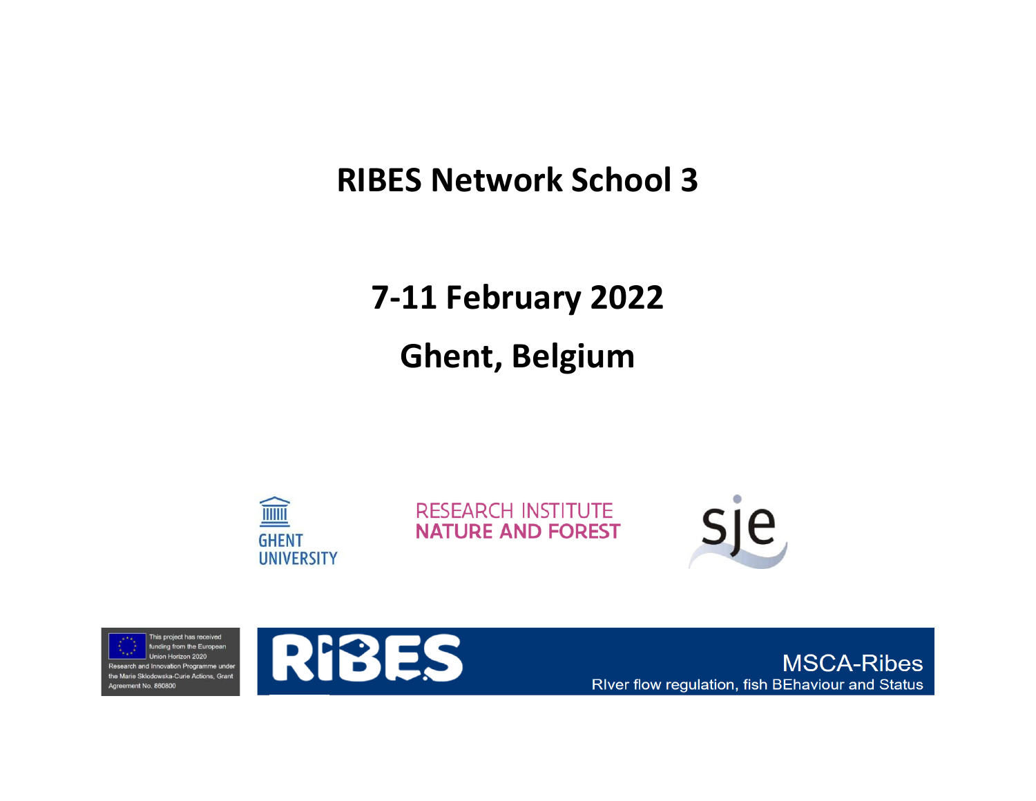# RIBES Network School 3

## 7-11 February 2022

## Ghent, Belgium

GHENT UNIVERSITY

RESEARCH INSTITUTE NATURE AND FOREST

sje

This project has received funding from the European Union Horizon 2020 Research and Innovation Programme under the Marie Sklodowska-Curie Actions, Grant Agreement No. 860800

RIBES

MSCA-Ribes

RIver flow regulation, fish BEhaviour and Status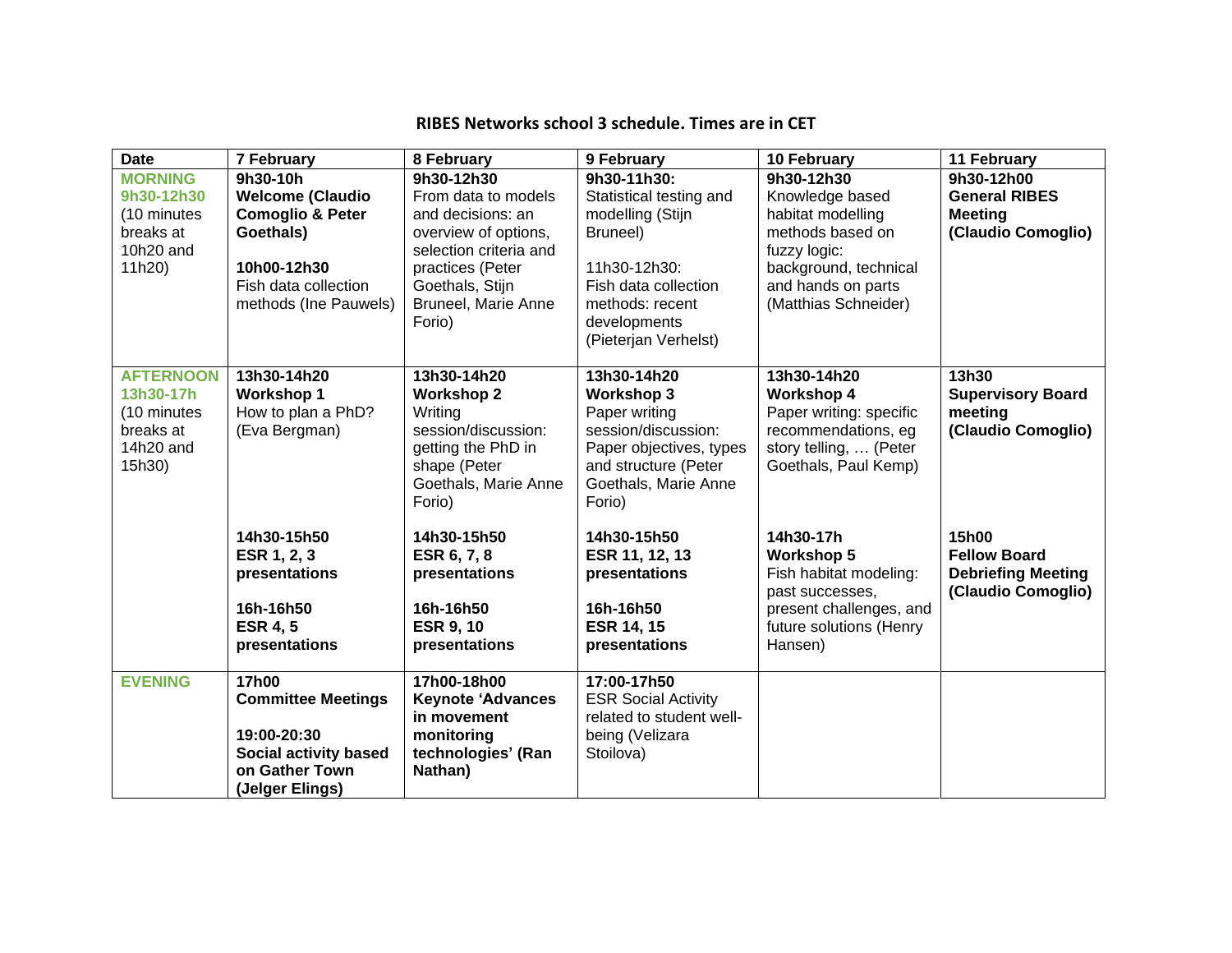**RIBES Networks school 3 schedule. Times are in CET**

| Date | 7 February | 8 February | 9 February | 10 February | 11 February |
|---|---|---|---|---|---|
| **MORNING 9h30-12h30** (10 minutes breaks at 10h20 and 11h20) | **9h30-10h** **Welcome (Claudio Comoglio & Peter Goethals)**<br><br>**10h00-12h30** Fish data collection methods (Ine Pauwels) | **9h30-12h30** From data to models and decisions: an overview of options, selection criteria and practices (Peter Goethals, Stijn Bruneel, Marie Anne Forio) | **9h30-11h30:** Statistical testing and modelling (Stijn Bruneel)<br><br>11h30-12h30: Fish data collection methods: recent developments (Pieterjan Verhelst) | **9h30-12h30** Knowledge based habitat modelling methods based on fuzzy logic: background, technical and hands on parts (Matthias Schneider) | **9h30-12h00** **General RIBES Meeting (Claudio Comoglio)** |
| **AFTERNOON 13h30-17h** (10 minutes breaks at 14h20 and 15h30) | **13h30-14h20** **Workshop 1** How to plan a PhD? (Eva Bergman)<br><br>**14h30-15h50** **ESR 1, 2, 3 presentations**<br><br>**16h-16h50** **ESR 4, 5 presentations** | **13h30-14h20** **Workshop 2** Writing session/discussion: getting the PhD in shape (Peter Goethals, Marie Anne Forio)<br><br>**14h30-15h50** **ESR 6, 7, 8 presentations**<br><br>**16h-16h50** **ESR 9, 10 presentations** | **13h30-14h20** **Workshop 3** Paper writing session/discussion: Paper objectives, types and structure (Peter Goethals, Marie Anne Forio)<br><br>**14h30-15h50** **ESR 11, 12, 13 presentations**<br><br>**16h-16h50** **ESR 14, 15 presentations** | **13h30-14h20** **Workshop 4** Paper writing: specific recommendations, eg story telling, … (Peter Goethals, Paul Kemp)<br><br>**14h30-17h** **Workshop 5** Fish habitat modeling: past successes, present challenges, and future solutions (Henry Hansen) | **13h30** **Supervisory Board meeting (Claudio Comoglio)**<br><br>**15h00** **Fellow Board Debriefing Meeting (Claudio Comoglio)** |
| **EVENING** | **17h00** **Committee Meetings**<br><br>**19:00-20:30** **Social activity based on Gather Town (Jelger Elings)** | **17h00-18h00** **Keynote 'Advances in movement monitoring technologies' (Ran Nathan)** | **17:00-17h50** ESR Social Activity related to student well-being (Velizara Stoilova) | | |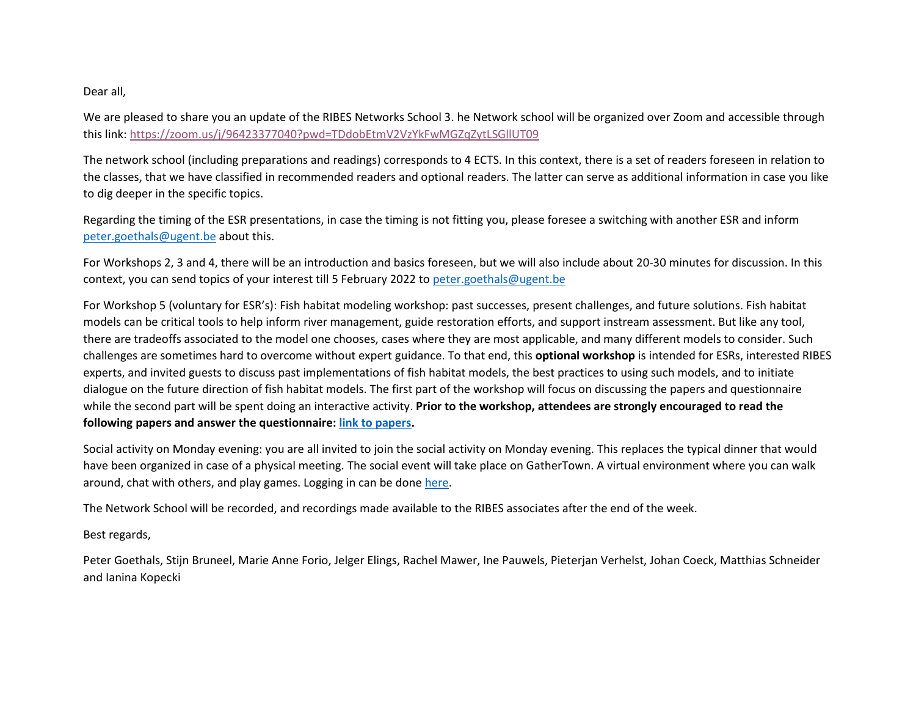Dear all,

We are pleased to share you an update of the RIBES Networks School 3. he Network school will be organized over Zoom and accessible through this link: [https://zoom.us/j/96423377040?pwd=TDdobEtmV2VzYkFwMGZqZytLSGllUT09](https://zoom.us/j/96423377040?pwd=TDdobEtmV2VzYkFwMGZqZytLSGllUT09)

The network school (including preparations and readings) corresponds to 4 ECTS. In this context, there is a set of readers foreseen in relation to the classes, that we have classified in recommended readers and optional readers. The latter can serve as additional information in case you like to dig deeper in the specific topics.

Regarding the timing of the ESR presentations, in case the timing is not fitting you, please foresee a switching with another ESR and inform peter.goethals@ugent.be about this.

For Workshops 2, 3 and 4, there will be an introduction and basics foreseen, but we will also include about 20-30 minutes for discussion. In this context, you can send topics of your interest till 5 February 2022 to peter.goethals@ugent.be

For Workshop 5 (voluntary for ESR's): Fish habitat modeling workshop: past successes, present challenges, and future solutions. Fish habitat models can be critical tools to help inform river management, guide restoration efforts, and support instream assessment. But like any tool, there are tradeoffs associated to the model one chooses, cases where they are most applicable, and many different models to consider. Such challenges are sometimes hard to overcome without expert guidance. To that end, this **optional workshop** is intended for ESRs, interested RIBES experts, and invited guests to discuss past implementations of fish habitat models, the best practices to using such models, and to initiate dialogue on the future direction of fish habitat models. The first part of the workshop will focus on discussing the papers and questionnaire while the second part will be spent doing an interactive activity. **Prior to the workshop, attendees are strongly encouraged to read the following papers and answer the questionnaire: link to papers.**

Social activity on Monday evening: you are all invited to join the social activity on Monday evening. This replaces the typical dinner that would have been organized in case of a physical meeting. The social event will take place on GatherTown. A virtual environment where you can walk around, chat with others, and play games. Logging in can be done here.

The Network School will be recorded, and recordings made available to the RIBES associates after the end of the week.

Best regards,

Peter Goethals, Stijn Bruneel, Marie Anne Forio, Jelger Elings, Rachel Mawer, Ine Pauwels, Pieterjan Verhelst, Johan Coeck, Matthias Schneider and Ianina Kopecki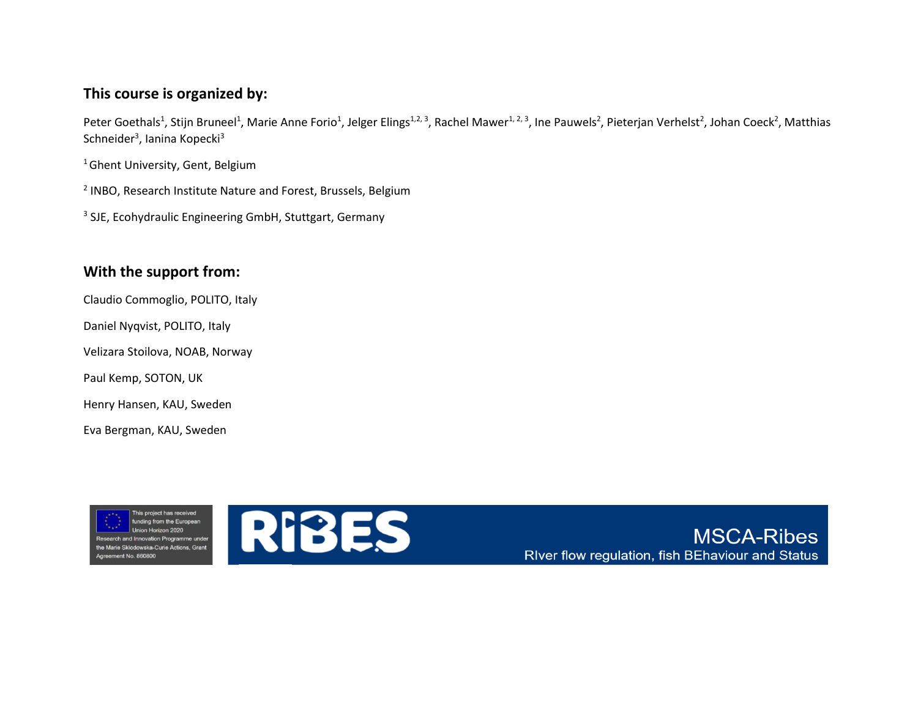## This course is organized by:

Peter Goethals[1], Stijn Bruneel[1], Marie Anne Forio[1], Jelger Elings[1,2,3], Rachel Mawer[1,2,3], Ine Pauwels[2], Pieterjan Verhelst[2], Johan Coeck[2], Matthias Schneider[3], Ianina Kopecki[3]

[1] Ghent University, Gent, Belgium

[2] INBO, Research Institute Nature and Forest, Brussels, Belgium

[3] SJE, Ecohydraulic Engineering GmbH, Stuttgart, Germany

## With the support from:

Claudio Commoglio, POLITO, Italy

Daniel Nyqvist, POLITO, Italy

Velizara Stoilova, NOAB, Norway

Paul Kemp, SOTON, UK

Henry Hansen, KAU, Sweden

Eva Bergman, KAU, Sweden

This project has received funding from the European Union Horizon 2020 Research and Innovation Programme under the Marie Skłodowska-Curie Actions, Grant Agreement No. 860800

RIBES

MSCA-Ribes

RIver flow regulation, fish BEhaviour and Status